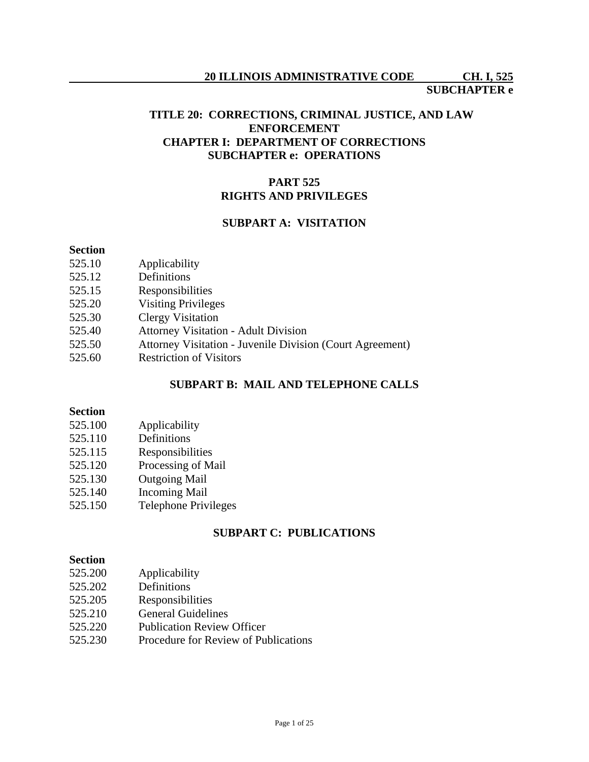# TITLE 20: CORRECTIONS, CRIMINAL JUSTICE, AND LAW ENFORCEMENT
## CHAPTER I: DEPARTMENT OF CORRECTIONS
## SUBCHAPTER e: OPERATIONS

## PART 525
## RIGHTS AND PRIVILEGES

### SUBPART A: VISITATION

**Section**

| | |
|---|---|
| 525.10 | Applicability |
| 525.12 | Definitions |
| 525.15 | Responsibilities |
| 525.20 | Visiting Privileges |
| 525.30 | Clergy Visitation |
| 525.40 | Attorney Visitation - Adult Division |
| 525.50 | Attorney Visitation - Juvenile Division (Court Agreement) |
| 525.60 | Restriction of Visitors |

### SUBPART B: MAIL AND TELEPHONE CALLS

**Section**

| | |
|---|---|
| 525.100 | Applicability |
| 525.110 | Definitions |
| 525.115 | Responsibilities |
| 525.120 | Processing of Mail |
| 525.130 | Outgoing Mail |
| 525.140 | Incoming Mail |
| 525.150 | Telephone Privileges |

### SUBPART C: PUBLICATIONS

**Section**

| | |
|---|---|
| 525.200 | Applicability |
| 525.202 | Definitions |
| 525.205 | Responsibilities |
| 525.210 | General Guidelines |
| 525.220 | Publication Review Officer |
| 525.230 | Procedure for Review of Publications |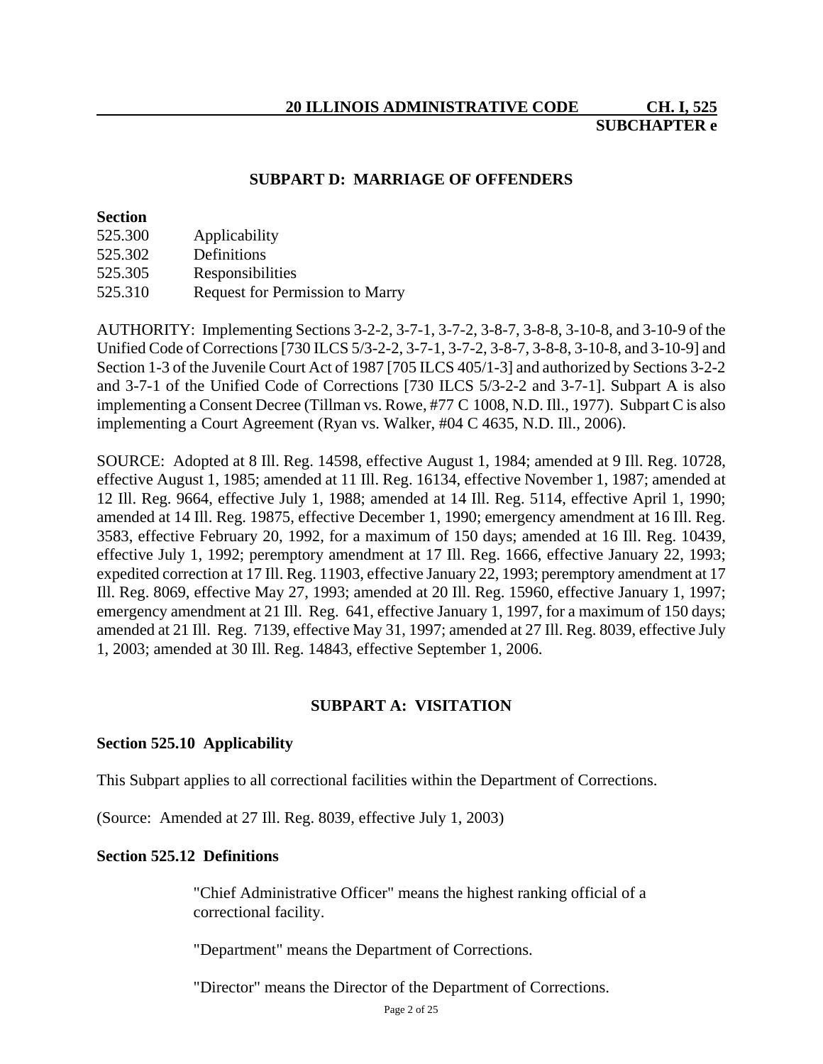## SUBPART D: MARRIAGE OF OFFENDERS

**Section**

525.300 Applicability
525.302 Definitions
525.305 Responsibilities
525.310 Request for Permission to Marry

AUTHORITY: Implementing Sections 3-2-2, 3-7-1, 3-7-2, 3-8-7, 3-8-8, 3-10-8, and 3-10-9 of the Unified Code of Corrections [730 ILCS 5/3-2-2, 3-7-1, 3-7-2, 3-8-7, 3-8-8, 3-10-8, and 3-10-9] and Section 1-3 of the Juvenile Court Act of 1987 [705 ILCS 405/1-3] and authorized by Sections 3-2-2 and 3-7-1 of the Unified Code of Corrections [730 ILCS 5/3-2-2 and 3-7-1]. Subpart A is also implementing a Consent Decree (Tillman vs. Rowe, #77 C 1008, N.D. Ill., 1977). Subpart C is also implementing a Court Agreement (Ryan vs. Walker, #04 C 4635, N.D. Ill., 2006).

SOURCE: Adopted at 8 Ill. Reg. 14598, effective August 1, 1984; amended at 9 Ill. Reg. 10728, effective August 1, 1985; amended at 11 Ill. Reg. 16134, effective November 1, 1987; amended at 12 Ill. Reg. 9664, effective July 1, 1988; amended at 14 Ill. Reg. 5114, effective April 1, 1990; amended at 14 Ill. Reg. 19875, effective December 1, 1990; emergency amendment at 16 Ill. Reg. 3583, effective February 20, 1992, for a maximum of 150 days; amended at 16 Ill. Reg. 10439, effective July 1, 1992; peremptory amendment at 17 Ill. Reg. 1666, effective January 22, 1993; expedited correction at 17 Ill. Reg. 11903, effective January 22, 1993; peremptory amendment at 17 Ill. Reg. 8069, effective May 27, 1993; amended at 20 Ill. Reg. 15960, effective January 1, 1997; emergency amendment at 21 Ill. Reg. 641, effective January 1, 1997, for a maximum of 150 days; amended at 21 Ill. Reg. 7139, effective May 31, 1997; amended at 27 Ill. Reg. 8039, effective July 1, 2003; amended at 30 Ill. Reg. 14843, effective September 1, 2006.

## SUBPART A: VISITATION

### Section 525.10 Applicability

This Subpart applies to all correctional facilities within the Department of Corrections.

(Source: Amended at 27 Ill. Reg. 8039, effective July 1, 2003)

### Section 525.12 Definitions

"Chief Administrative Officer" means the highest ranking official of a correctional facility.

"Department" means the Department of Corrections.

"Director" means the Director of the Department of Corrections.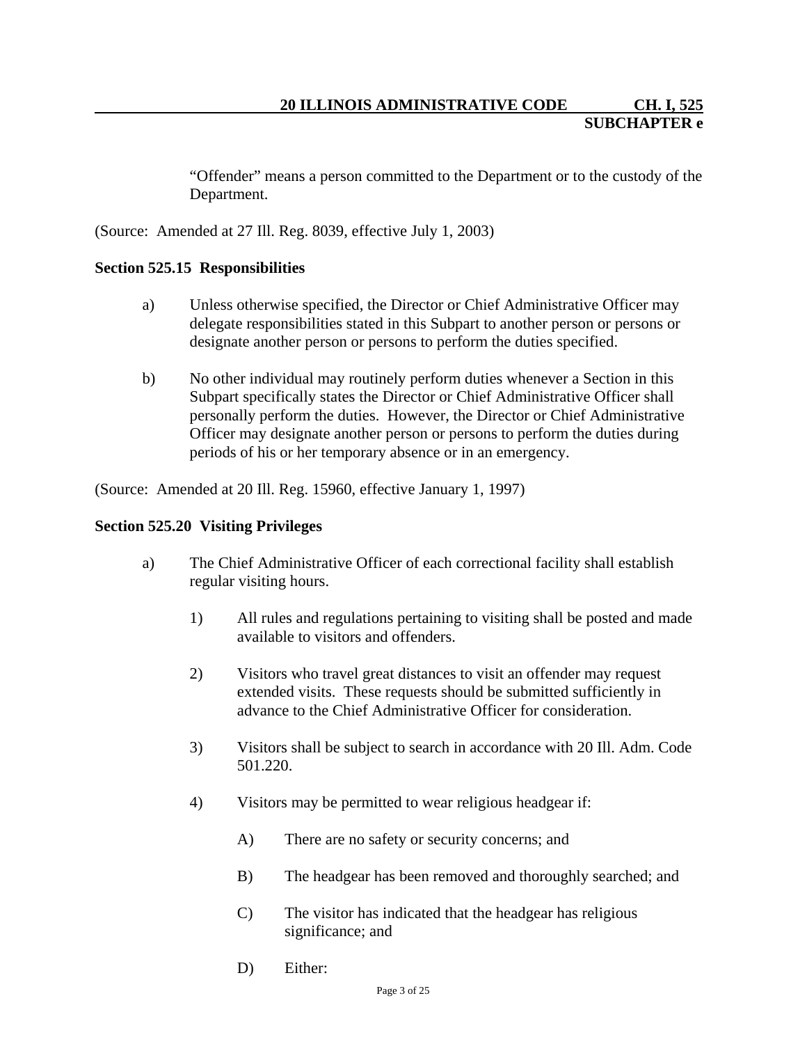"Offender" means a person committed to the Department or to the custody of the Department.

(Source: Amended at 27 Ill. Reg. 8039, effective July 1, 2003)

**Section 525.15 Responsibilities**

a) Unless otherwise specified, the Director or Chief Administrative Officer may delegate responsibilities stated in this Subpart to another person or persons or designate another person or persons to perform the duties specified.

b) No other individual may routinely perform duties whenever a Section in this Subpart specifically states the Director or Chief Administrative Officer shall personally perform the duties. However, the Director or Chief Administrative Officer may designate another person or persons to perform the duties during periods of his or her temporary absence or in an emergency.

(Source: Amended at 20 Ill. Reg. 15960, effective January 1, 1997)

**Section 525.20 Visiting Privileges**

a) The Chief Administrative Officer of each correctional facility shall establish regular visiting hours.

   1) All rules and regulations pertaining to visiting shall be posted and made available to visitors and offenders.

   2) Visitors who travel great distances to visit an offender may request extended visits. These requests should be submitted sufficiently in advance to the Chief Administrative Officer for consideration.

   3) Visitors shall be subject to search in accordance with 20 Ill. Adm. Code 501.220.

   4) Visitors may be permitted to wear religious headgear if:

      A) There are no safety or security concerns; and

      B) The headgear has been removed and thoroughly searched; and

      C) The visitor has indicated that the headgear has religious significance; and

      D) Either: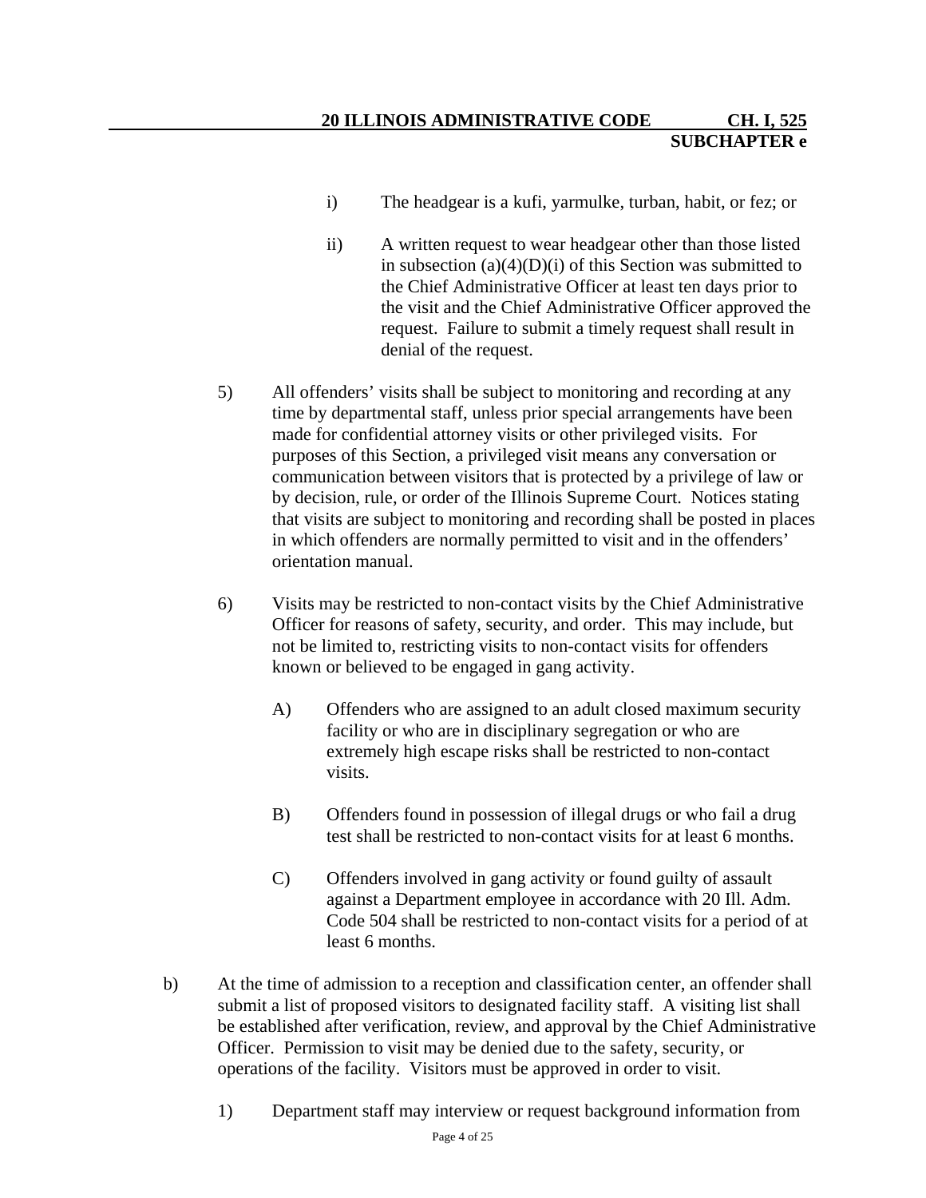i) The headgear is a kufi, yarmulke, turban, habit, or fez; or

ii) A written request to wear headgear other than those listed in subsection (a)(4)(D)(i) of this Section was submitted to the Chief Administrative Officer at least ten days prior to the visit and the Chief Administrative Officer approved the request. Failure to submit a timely request shall result in denial of the request.

5) All offenders' visits shall be subject to monitoring and recording at any time by departmental staff, unless prior special arrangements have been made for confidential attorney visits or other privileged visits. For purposes of this Section, a privileged visit means any conversation or communication between visitors that is protected by a privilege of law or by decision, rule, or order of the Illinois Supreme Court. Notices stating that visits are subject to monitoring and recording shall be posted in places in which offenders are normally permitted to visit and in the offenders' orientation manual.

6) Visits may be restricted to non-contact visits by the Chief Administrative Officer for reasons of safety, security, and order. This may include, but not be limited to, restricting visits to non-contact visits for offenders known or believed to be engaged in gang activity.

A) Offenders who are assigned to an adult closed maximum security facility or who are in disciplinary segregation or who are extremely high escape risks shall be restricted to non-contact visits.

B) Offenders found in possession of illegal drugs or who fail a drug test shall be restricted to non-contact visits for at least 6 months.

C) Offenders involved in gang activity or found guilty of assault against a Department employee in accordance with 20 Ill. Adm. Code 504 shall be restricted to non-contact visits for a period of at least 6 months.

b) At the time of admission to a reception and classification center, an offender shall submit a list of proposed visitors to designated facility staff. A visiting list shall be established after verification, review, and approval by the Chief Administrative Officer. Permission to visit may be denied due to the safety, security, or operations of the facility. Visitors must be approved in order to visit.

1) Department staff may interview or request background information from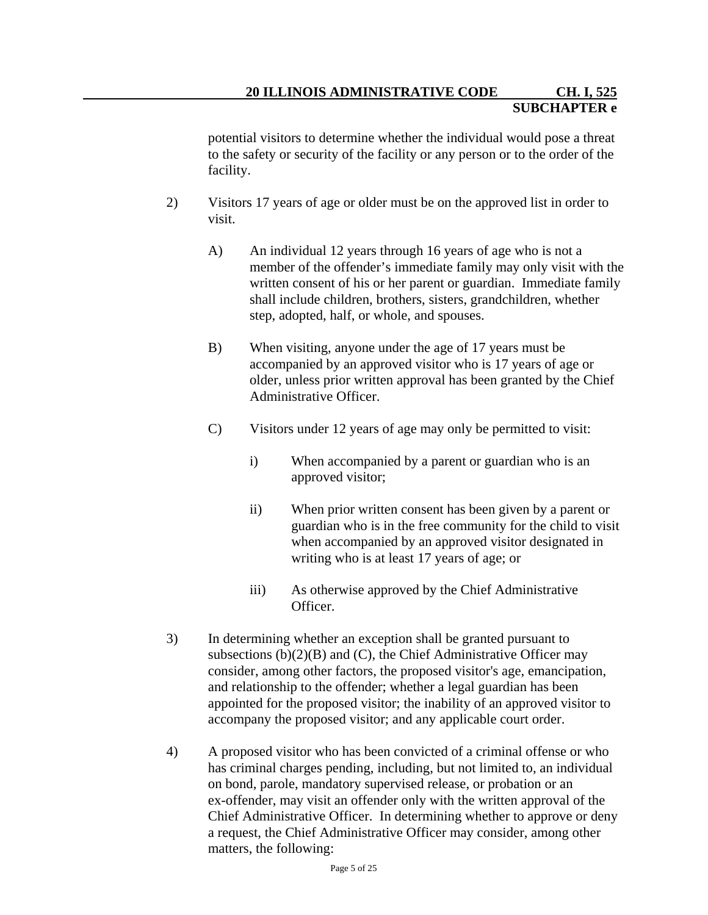potential visitors to determine whether the individual would pose a threat to the safety or security of the facility or any person or to the order of the facility.

2) Visitors 17 years of age or older must be on the approved list in order to visit.

   A) An individual 12 years through 16 years of age who is not a member of the offender's immediate family may only visit with the written consent of his or her parent or guardian. Immediate family shall include children, brothers, sisters, grandchildren, whether step, adopted, half, or whole, and spouses.

   B) When visiting, anyone under the age of 17 years must be accompanied by an approved visitor who is 17 years of age or older, unless prior written approval has been granted by the Chief Administrative Officer.

   C) Visitors under 12 years of age may only be permitted to visit:

      i) When accompanied by a parent or guardian who is an approved visitor;

      ii) When prior written consent has been given by a parent or guardian who is in the free community for the child to visit when accompanied by an approved visitor designated in writing who is at least 17 years of age; or

      iii) As otherwise approved by the Chief Administrative Officer.

3) In determining whether an exception shall be granted pursuant to subsections (b)(2)(B) and (C), the Chief Administrative Officer may consider, among other factors, the proposed visitor's age, emancipation, and relationship to the offender; whether a legal guardian has been appointed for the proposed visitor; the inability of an approved visitor to accompany the proposed visitor; and any applicable court order.

4) A proposed visitor who has been convicted of a criminal offense or who has criminal charges pending, including, but not limited to, an individual on bond, parole, mandatory supervised release, or probation or an ex-offender, may visit an offender only with the written approval of the Chief Administrative Officer. In determining whether to approve or deny a request, the Chief Administrative Officer may consider, among other matters, the following: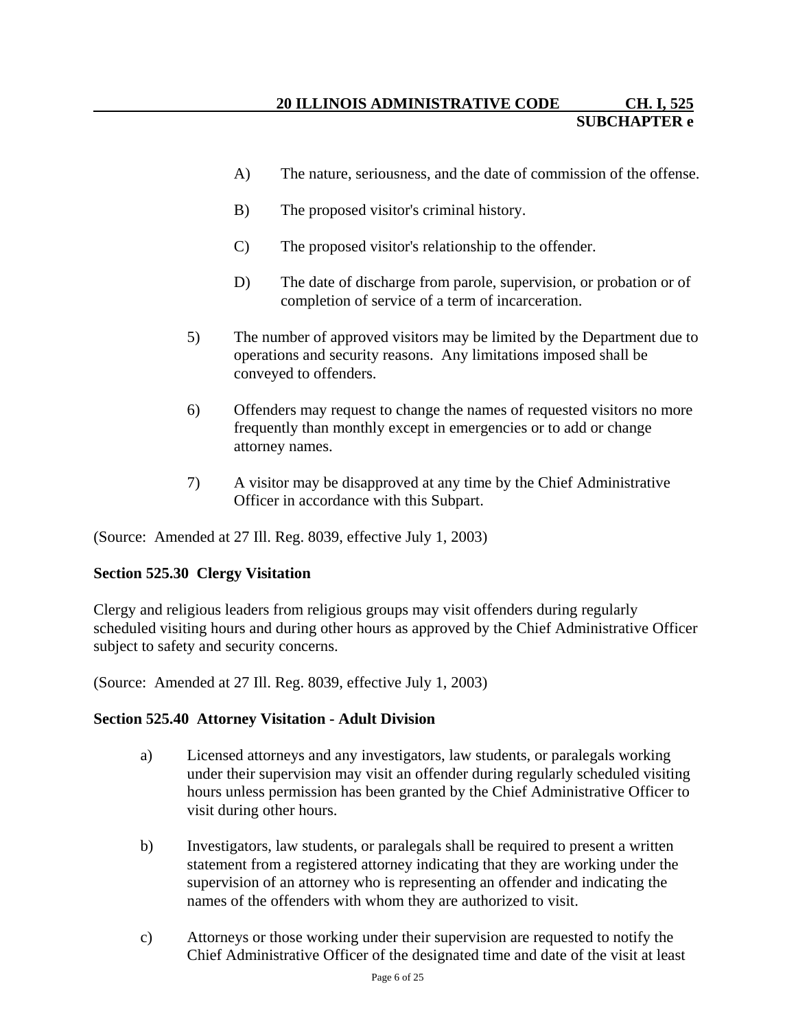A) The nature, seriousness, and the date of commission of the offense.

B) The proposed visitor's criminal history.

C) The proposed visitor's relationship to the offender.

D) The date of discharge from parole, supervision, or probation or of completion of service of a term of incarceration.

5) The number of approved visitors may be limited by the Department due to operations and security reasons. Any limitations imposed shall be conveyed to offenders.

6) Offenders may request to change the names of requested visitors no more frequently than monthly except in emergencies or to add or change attorney names.

7) A visitor may be disapproved at any time by the Chief Administrative Officer in accordance with this Subpart.

(Source: Amended at 27 Ill. Reg. 8039, effective July 1, 2003)

**Section 525.30 Clergy Visitation**

Clergy and religious leaders from religious groups may visit offenders during regularly scheduled visiting hours and during other hours as approved by the Chief Administrative Officer subject to safety and security concerns.

(Source: Amended at 27 Ill. Reg. 8039, effective July 1, 2003)

**Section 525.40 Attorney Visitation - Adult Division**

a) Licensed attorneys and any investigators, law students, or paralegals working under their supervision may visit an offender during regularly scheduled visiting hours unless permission has been granted by the Chief Administrative Officer to visit during other hours.

b) Investigators, law students, or paralegals shall be required to present a written statement from a registered attorney indicating that they are working under the supervision of an attorney who is representing an offender and indicating the names of the offenders with whom they are authorized to visit.

c) Attorneys or those working under their supervision are requested to notify the Chief Administrative Officer of the designated time and date of the visit at least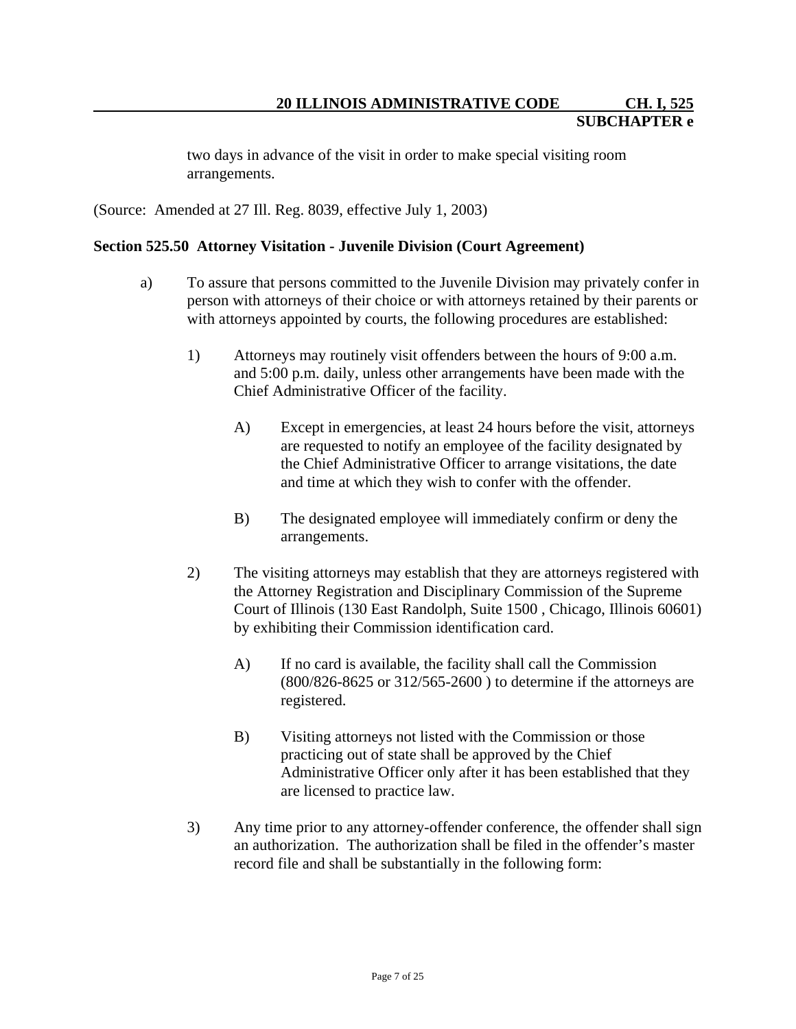two days in advance of the visit in order to make special visiting room arrangements.

(Source: Amended at 27 Ill. Reg. 8039, effective July 1, 2003)

**Section 525.50 Attorney Visitation - Juvenile Division (Court Agreement)**

a) To assure that persons committed to the Juvenile Division may privately confer in person with attorneys of their choice or with attorneys retained by their parents or with attorneys appointed by courts, the following procedures are established:

1) Attorneys may routinely visit offenders between the hours of 9:00 a.m. and 5:00 p.m. daily, unless other arrangements have been made with the Chief Administrative Officer of the facility.

A) Except in emergencies, at least 24 hours before the visit, attorneys are requested to notify an employee of the facility designated by the Chief Administrative Officer to arrange visitations, the date and time at which they wish to confer with the offender.

B) The designated employee will immediately confirm or deny the arrangements.

2) The visiting attorneys may establish that they are attorneys registered with the Attorney Registration and Disciplinary Commission of the Supreme Court of Illinois (130 East Randolph, Suite 1500 , Chicago, Illinois 60601) by exhibiting their Commission identification card.

A) If no card is available, the facility shall call the Commission (800/826-8625 or 312/565-2600 ) to determine if the attorneys are registered.

B) Visiting attorneys not listed with the Commission or those practicing out of state shall be approved by the Chief Administrative Officer only after it has been established that they are licensed to practice law.

3) Any time prior to any attorney-offender conference, the offender shall sign an authorization. The authorization shall be filed in the offender's master record file and shall be substantially in the following form: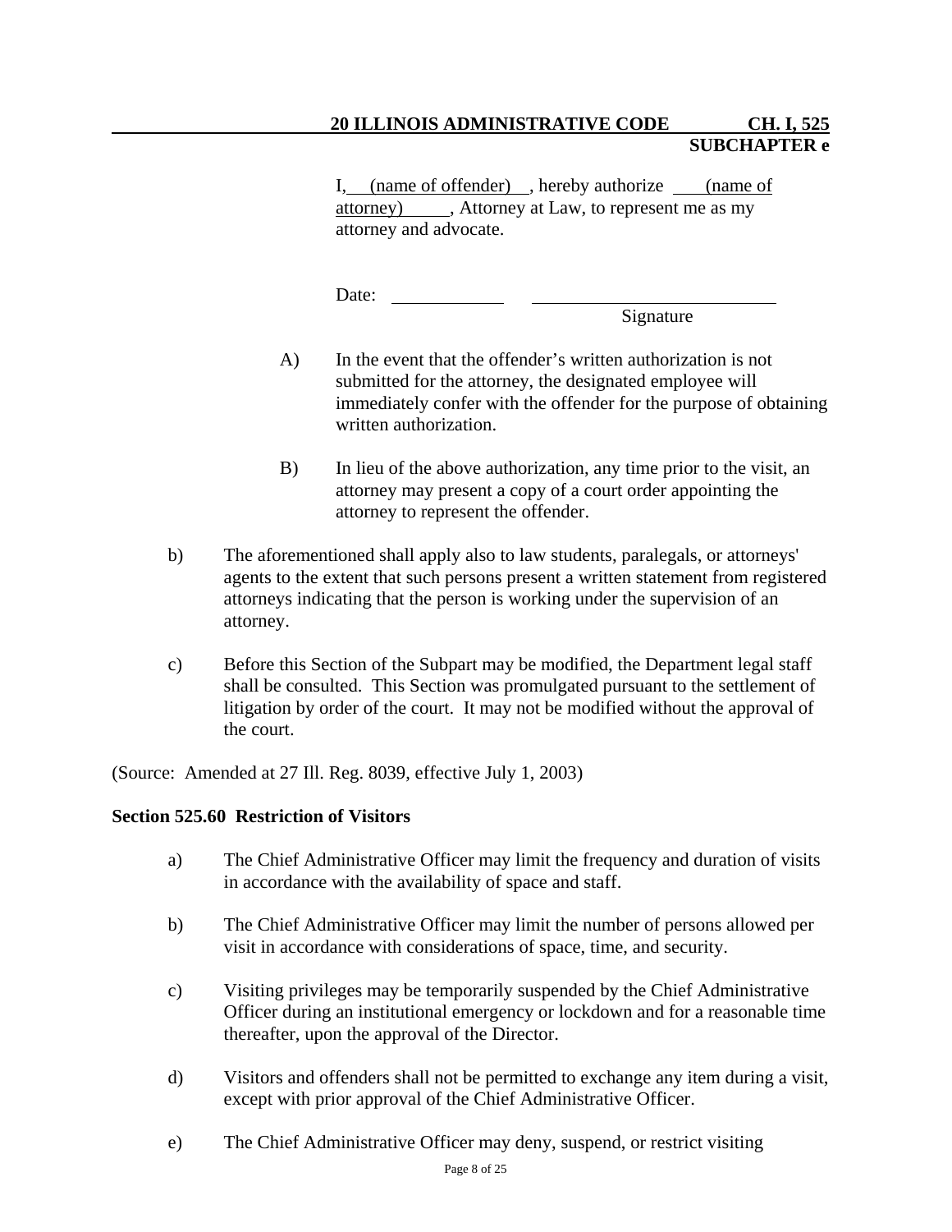I, (name of offender), hereby authorize (name of attorney), Attorney at Law, to represent me as my attorney and advocate.

Date: ____________ ____________________________
Signature

A) In the event that the offender's written authorization is not submitted for the attorney, the designated employee will immediately confer with the offender for the purpose of obtaining written authorization.

B) In lieu of the above authorization, any time prior to the visit, an attorney may present a copy of a court order appointing the attorney to represent the offender.

b) The aforementioned shall apply also to law students, paralegals, or attorneys' agents to the extent that such persons present a written statement from registered attorneys indicating that the person is working under the supervision of an attorney.

c) Before this Section of the Subpart may be modified, the Department legal staff shall be consulted. This Section was promulgated pursuant to the settlement of litigation by order of the court. It may not be modified without the approval of the court.

(Source: Amended at 27 Ill. Reg. 8039, effective July 1, 2003)

**Section 525.60 Restriction of Visitors**

a) The Chief Administrative Officer may limit the frequency and duration of visits in accordance with the availability of space and staff.

b) The Chief Administrative Officer may limit the number of persons allowed per visit in accordance with considerations of space, time, and security.

c) Visiting privileges may be temporarily suspended by the Chief Administrative Officer during an institutional emergency or lockdown and for a reasonable time thereafter, upon the approval of the Director.

d) Visitors and offenders shall not be permitted to exchange any item during a visit, except with prior approval of the Chief Administrative Officer.

e) The Chief Administrative Officer may deny, suspend, or restrict visiting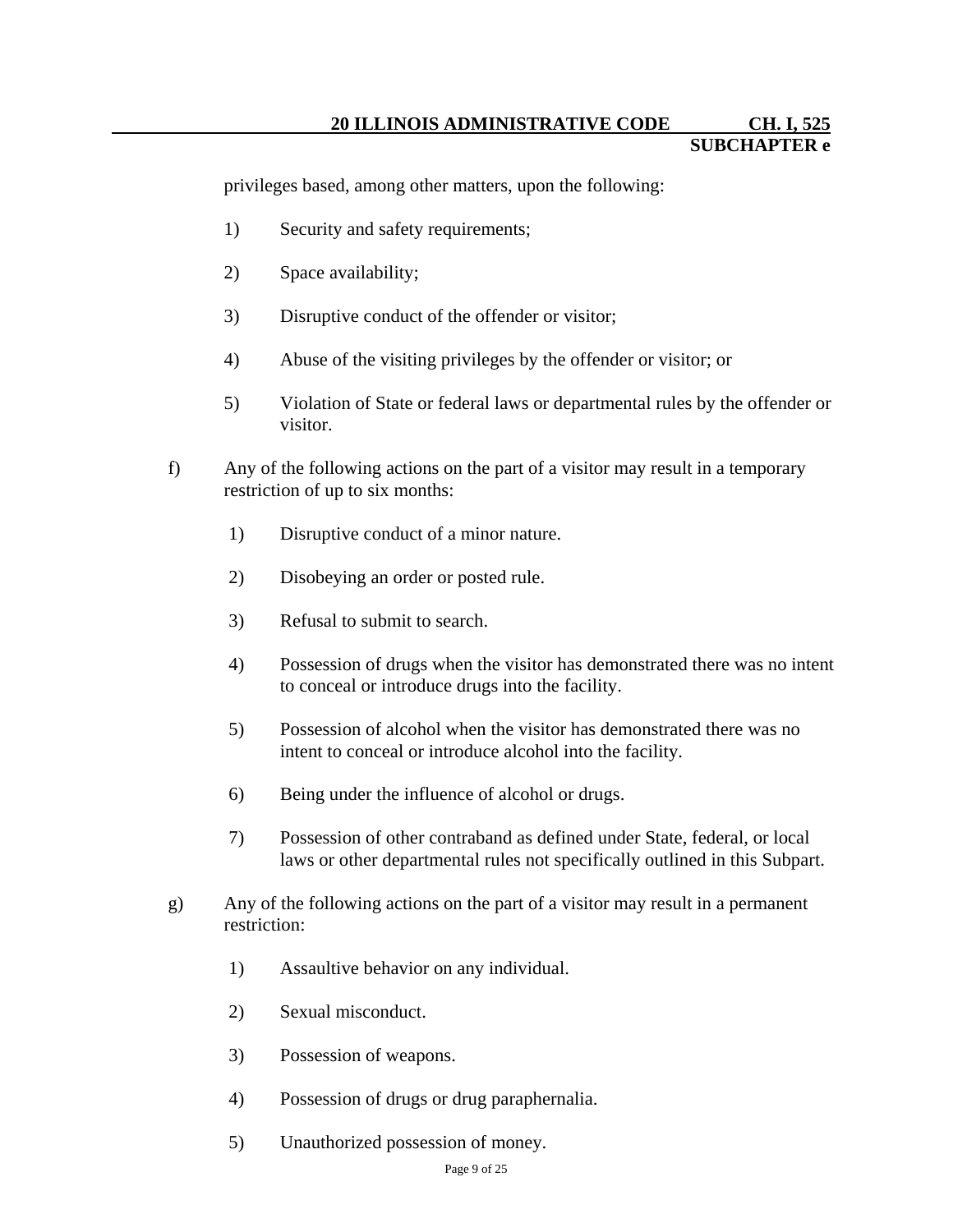privileges based, among other matters, upon the following:

1) Security and safety requirements;

2) Space availability;

3) Disruptive conduct of the offender or visitor;

4) Abuse of the visiting privileges by the offender or visitor; or

5) Violation of State or federal laws or departmental rules by the offender or visitor.

f) Any of the following actions on the part of a visitor may result in a temporary restriction of up to six months:

1) Disruptive conduct of a minor nature.

2) Disobeying an order or posted rule.

3) Refusal to submit to search.

4) Possession of drugs when the visitor has demonstrated there was no intent to conceal or introduce drugs into the facility.

5) Possession of alcohol when the visitor has demonstrated there was no intent to conceal or introduce alcohol into the facility.

6) Being under the influence of alcohol or drugs.

7) Possession of other contraband as defined under State, federal, or local laws or other departmental rules not specifically outlined in this Subpart.

g) Any of the following actions on the part of a visitor may result in a permanent restriction:

1) Assaultive behavior on any individual.

2) Sexual misconduct.

3) Possession of weapons.

4) Possession of drugs or drug paraphernalia.

5) Unauthorized possession of money.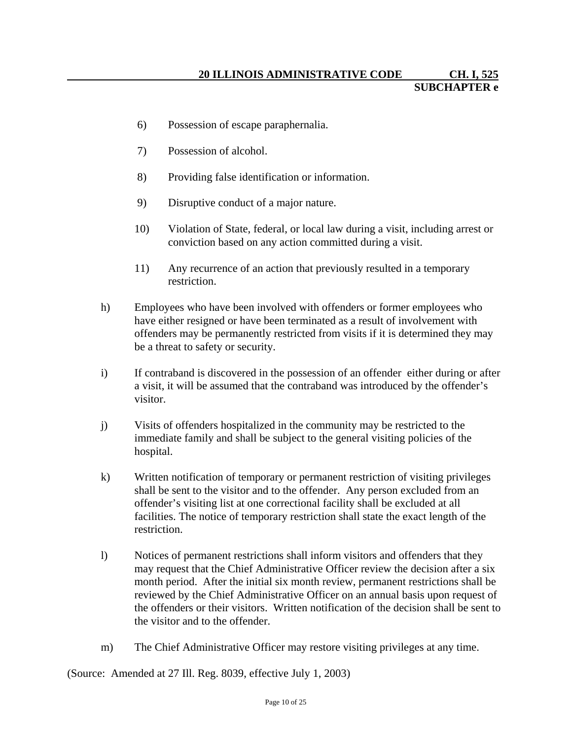6) Possession of escape paraphernalia.

7) Possession of alcohol.

8) Providing false identification or information.

9) Disruptive conduct of a major nature.

10) Violation of State, federal, or local law during a visit, including arrest or conviction based on any action committed during a visit.

11) Any recurrence of an action that previously resulted in a temporary restriction.

h) Employees who have been involved with offenders or former employees who have either resigned or have been terminated as a result of involvement with offenders may be permanently restricted from visits if it is determined they may be a threat to safety or security.

i) If contraband is discovered in the possession of an offender either during or after a visit, it will be assumed that the contraband was introduced by the offender's visitor.

j) Visits of offenders hospitalized in the community may be restricted to the immediate family and shall be subject to the general visiting policies of the hospital.

k) Written notification of temporary or permanent restriction of visiting privileges shall be sent to the visitor and to the offender. Any person excluded from an offender's visiting list at one correctional facility shall be excluded at all facilities. The notice of temporary restriction shall state the exact length of the restriction.

l) Notices of permanent restrictions shall inform visitors and offenders that they may request that the Chief Administrative Officer review the decision after a six month period. After the initial six month review, permanent restrictions shall be reviewed by the Chief Administrative Officer on an annual basis upon request of the offenders or their visitors. Written notification of the decision shall be sent to the visitor and to the offender.

m) The Chief Administrative Officer may restore visiting privileges at any time.

(Source: Amended at 27 Ill. Reg. 8039, effective July 1, 2003)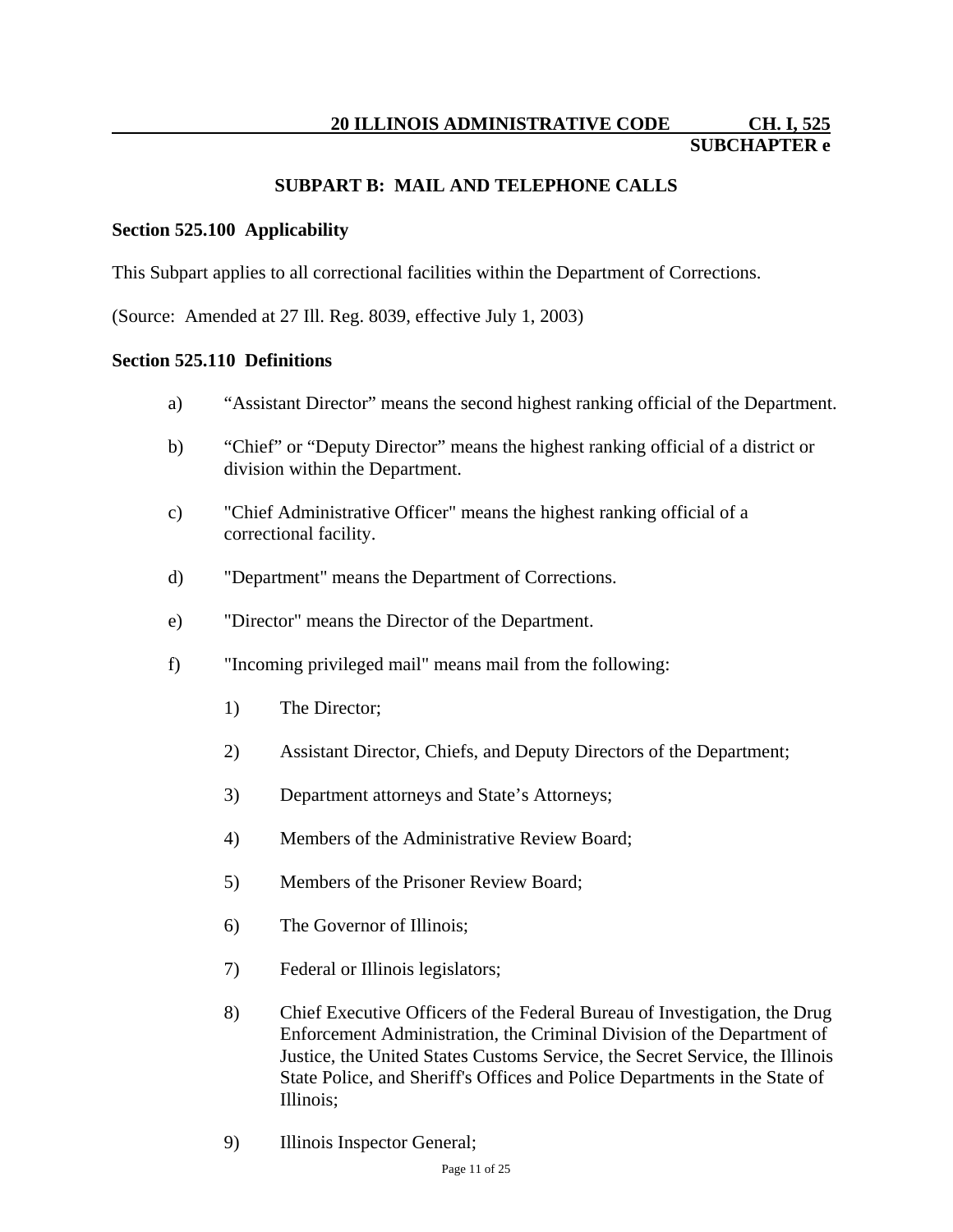## SUBPART B: MAIL AND TELEPHONE CALLS

### Section 525.100 Applicability

This Subpart applies to all correctional facilities within the Department of Corrections.

(Source: Amended at 27 Ill. Reg. 8039, effective July 1, 2003)

### Section 525.110 Definitions

a) "Assistant Director" means the second highest ranking official of the Department.

b) "Chief" or "Deputy Director" means the highest ranking official of a district or division within the Department.

c) "Chief Administrative Officer" means the highest ranking official of a correctional facility.

d) "Department" means the Department of Corrections.

e) "Director" means the Director of the Department.

f) "Incoming privileged mail" means mail from the following:

1) The Director;

2) Assistant Director, Chiefs, and Deputy Directors of the Department;

3) Department attorneys and State's Attorneys;

4) Members of the Administrative Review Board;

5) Members of the Prisoner Review Board;

6) The Governor of Illinois;

7) Federal or Illinois legislators;

8) Chief Executive Officers of the Federal Bureau of Investigation, the Drug Enforcement Administration, the Criminal Division of the Department of Justice, the United States Customs Service, the Secret Service, the Illinois State Police, and Sheriff's Offices and Police Departments in the State of Illinois;

9) Illinois Inspector General;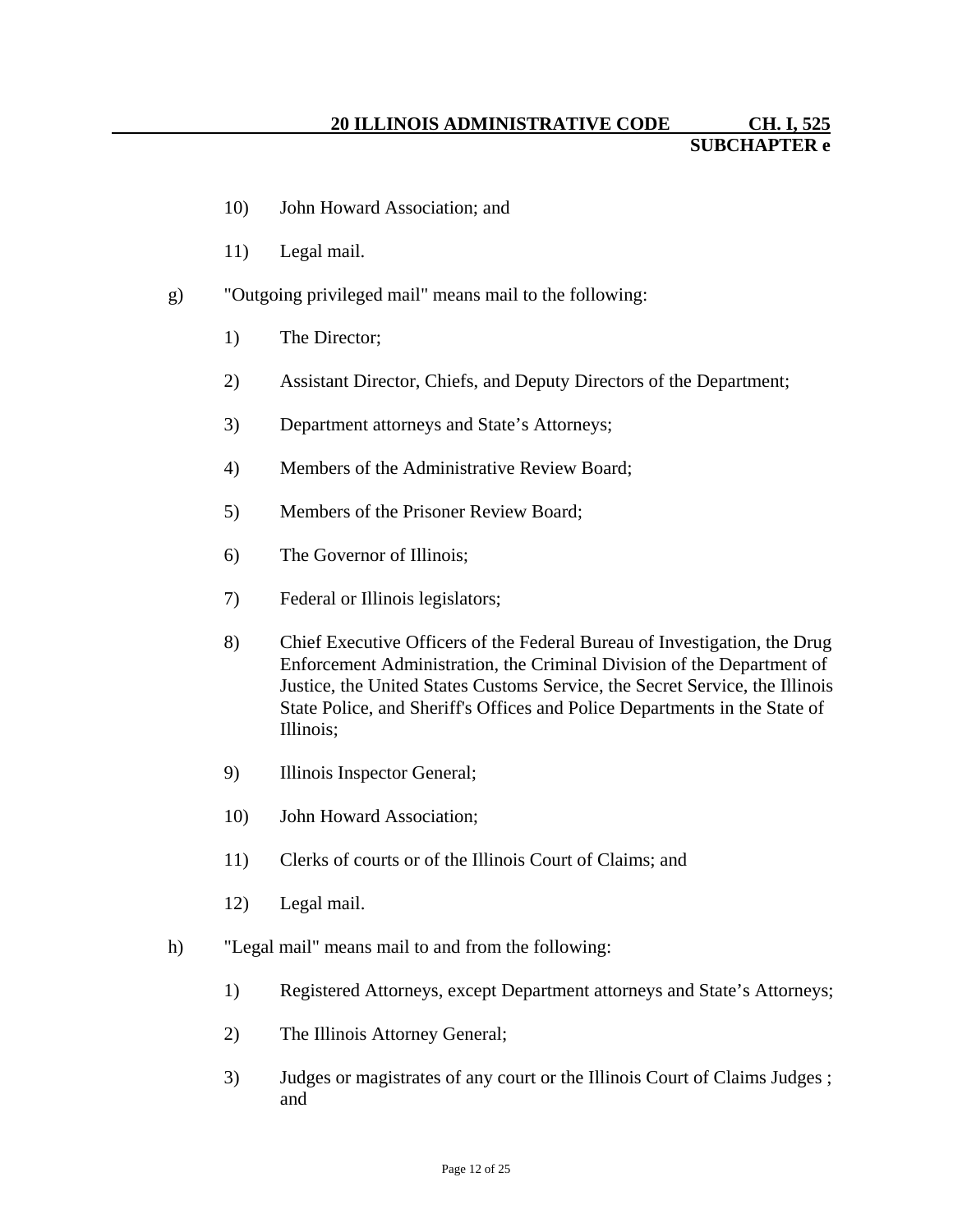10) John Howard Association; and

11) Legal mail.

g) "Outgoing privileged mail" means mail to the following:

1) The Director;

2) Assistant Director, Chiefs, and Deputy Directors of the Department;

3) Department attorneys and State's Attorneys;

4) Members of the Administrative Review Board;

5) Members of the Prisoner Review Board;

6) The Governor of Illinois;

7) Federal or Illinois legislators;

8) Chief Executive Officers of the Federal Bureau of Investigation, the Drug Enforcement Administration, the Criminal Division of the Department of Justice, the United States Customs Service, the Secret Service, the Illinois State Police, and Sheriff's Offices and Police Departments in the State of Illinois;

9) Illinois Inspector General;

10) John Howard Association;

11) Clerks of courts or of the Illinois Court of Claims; and

12) Legal mail.

h) "Legal mail" means mail to and from the following:

1) Registered Attorneys, except Department attorneys and State's Attorneys;

2) The Illinois Attorney General;

3) Judges or magistrates of any court or the Illinois Court of Claims Judges ; and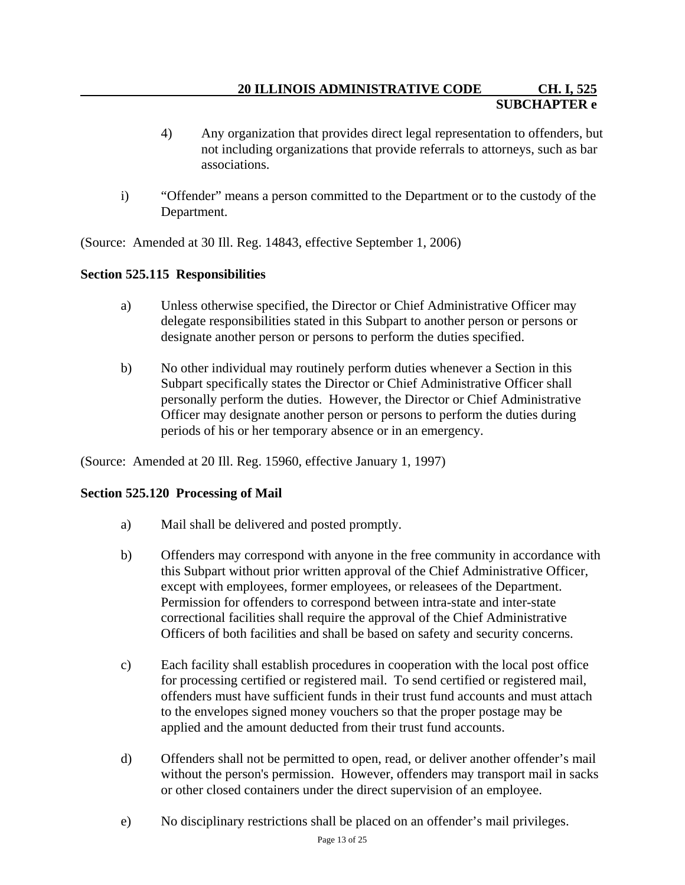4) Any organization that provides direct legal representation to offenders, but not including organizations that provide referrals to attorneys, such as bar associations.

i) "Offender" means a person committed to the Department or to the custody of the Department.

(Source: Amended at 30 Ill. Reg. 14843, effective September 1, 2006)

**Section 525.115 Responsibilities**

a) Unless otherwise specified, the Director or Chief Administrative Officer may delegate responsibilities stated in this Subpart to another person or persons or designate another person or persons to perform the duties specified.

b) No other individual may routinely perform duties whenever a Section in this Subpart specifically states the Director or Chief Administrative Officer shall personally perform the duties. However, the Director or Chief Administrative Officer may designate another person or persons to perform the duties during periods of his or her temporary absence or in an emergency.

(Source: Amended at 20 Ill. Reg. 15960, effective January 1, 1997)

**Section 525.120 Processing of Mail**

a) Mail shall be delivered and posted promptly.

b) Offenders may correspond with anyone in the free community in accordance with this Subpart without prior written approval of the Chief Administrative Officer, except with employees, former employees, or releasees of the Department. Permission for offenders to correspond between intra-state and inter-state correctional facilities shall require the approval of the Chief Administrative Officers of both facilities and shall be based on safety and security concerns.

c) Each facility shall establish procedures in cooperation with the local post office for processing certified or registered mail. To send certified or registered mail, offenders must have sufficient funds in their trust fund accounts and must attach to the envelopes signed money vouchers so that the proper postage may be applied and the amount deducted from their trust fund accounts.

d) Offenders shall not be permitted to open, read, or deliver another offender's mail without the person's permission. However, offenders may transport mail in sacks or other closed containers under the direct supervision of an employee.

e) No disciplinary restrictions shall be placed on an offender's mail privileges.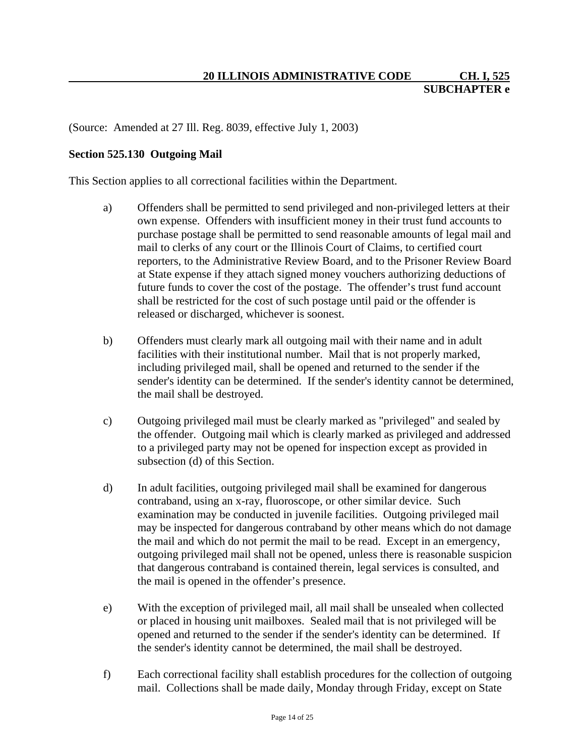(Source: Amended at 27 Ill. Reg. 8039, effective July 1, 2003)

**Section 525.130 Outgoing Mail**

This Section applies to all correctional facilities within the Department.

a) Offenders shall be permitted to send privileged and non-privileged letters at their own expense. Offenders with insufficient money in their trust fund accounts to purchase postage shall be permitted to send reasonable amounts of legal mail and mail to clerks of any court or the Illinois Court of Claims, to certified court reporters, to the Administrative Review Board, and to the Prisoner Review Board at State expense if they attach signed money vouchers authorizing deductions of future funds to cover the cost of the postage. The offender's trust fund account shall be restricted for the cost of such postage until paid or the offender is released or discharged, whichever is soonest.

b) Offenders must clearly mark all outgoing mail with their name and in adult facilities with their institutional number. Mail that is not properly marked, including privileged mail, shall be opened and returned to the sender if the sender's identity can be determined. If the sender's identity cannot be determined, the mail shall be destroyed.

c) Outgoing privileged mail must be clearly marked as "privileged" and sealed by the offender. Outgoing mail which is clearly marked as privileged and addressed to a privileged party may not be opened for inspection except as provided in subsection (d) of this Section.

d) In adult facilities, outgoing privileged mail shall be examined for dangerous contraband, using an x-ray, fluoroscope, or other similar device. Such examination may be conducted in juvenile facilities. Outgoing privileged mail may be inspected for dangerous contraband by other means which do not damage the mail and which do not permit the mail to be read. Except in an emergency, outgoing privileged mail shall not be opened, unless there is reasonable suspicion that dangerous contraband is contained therein, legal services is consulted, and the mail is opened in the offender's presence.

e) With the exception of privileged mail, all mail shall be unsealed when collected or placed in housing unit mailboxes. Sealed mail that is not privileged will be opened and returned to the sender if the sender's identity can be determined. If the sender's identity cannot be determined, the mail shall be destroyed.

f) Each correctional facility shall establish procedures for the collection of outgoing mail. Collections shall be made daily, Monday through Friday, except on State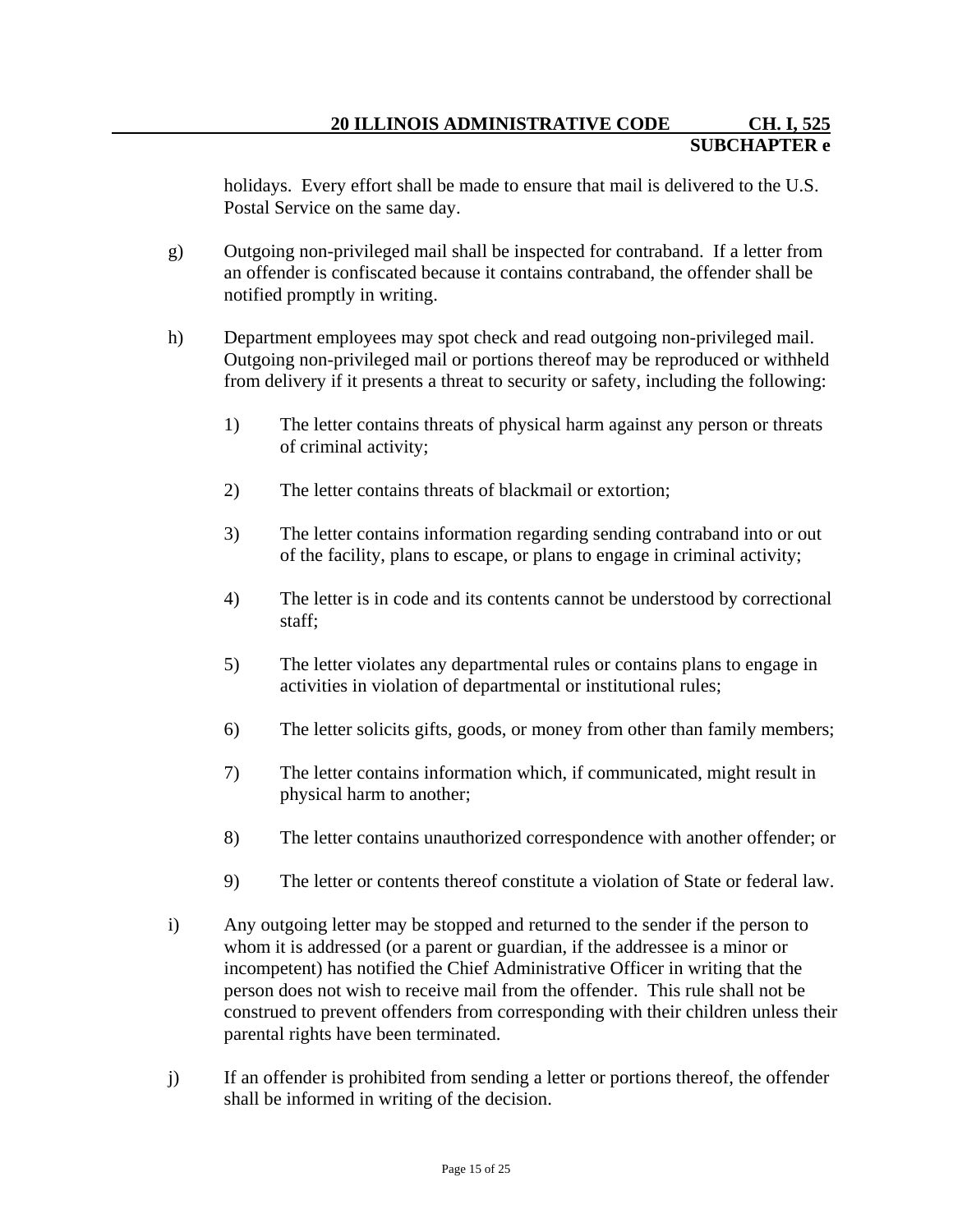holidays. Every effort shall be made to ensure that mail is delivered to the U.S. Postal Service on the same day.

g) Outgoing non-privileged mail shall be inspected for contraband. If a letter from an offender is confiscated because it contains contraband, the offender shall be notified promptly in writing.

h) Department employees may spot check and read outgoing non-privileged mail. Outgoing non-privileged mail or portions thereof may be reproduced or withheld from delivery if it presents a threat to security or safety, including the following:

   1) The letter contains threats of physical harm against any person or threats of criminal activity;

   2) The letter contains threats of blackmail or extortion;

   3) The letter contains information regarding sending contraband into or out of the facility, plans to escape, or plans to engage in criminal activity;

   4) The letter is in code and its contents cannot be understood by correctional staff;

   5) The letter violates any departmental rules or contains plans to engage in activities in violation of departmental or institutional rules;

   6) The letter solicits gifts, goods, or money from other than family members;

   7) The letter contains information which, if communicated, might result in physical harm to another;

   8) The letter contains unauthorized correspondence with another offender; or

   9) The letter or contents thereof constitute a violation of State or federal law.

i) Any outgoing letter may be stopped and returned to the sender if the person to whom it is addressed (or a parent or guardian, if the addressee is a minor or incompetent) has notified the Chief Administrative Officer in writing that the person does not wish to receive mail from the offender. This rule shall not be construed to prevent offenders from corresponding with their children unless their parental rights have been terminated.

j) If an offender is prohibited from sending a letter or portions thereof, the offender shall be informed in writing of the decision.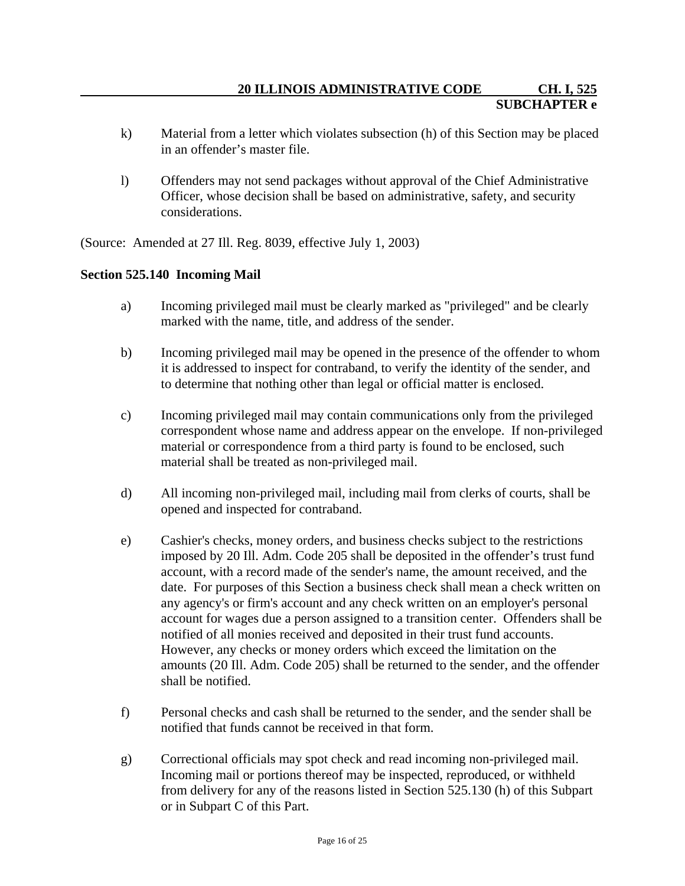k) Material from a letter which violates subsection (h) of this Section may be placed in an offender's master file.

l) Offenders may not send packages without approval of the Chief Administrative Officer, whose decision shall be based on administrative, safety, and security considerations.

(Source: Amended at 27 Ill. Reg. 8039, effective July 1, 2003)

**Section 525.140 Incoming Mail**

a) Incoming privileged mail must be clearly marked as "privileged" and be clearly marked with the name, title, and address of the sender.

b) Incoming privileged mail may be opened in the presence of the offender to whom it is addressed to inspect for contraband, to verify the identity of the sender, and to determine that nothing other than legal or official matter is enclosed.

c) Incoming privileged mail may contain communications only from the privileged correspondent whose name and address appear on the envelope. If non-privileged material or correspondence from a third party is found to be enclosed, such material shall be treated as non-privileged mail.

d) All incoming non-privileged mail, including mail from clerks of courts, shall be opened and inspected for contraband.

e) Cashier's checks, money orders, and business checks subject to the restrictions imposed by 20 Ill. Adm. Code 205 shall be deposited in the offender's trust fund account, with a record made of the sender's name, the amount received, and the date. For purposes of this Section a business check shall mean a check written on any agency's or firm's account and any check written on an employer's personal account for wages due a person assigned to a transition center. Offenders shall be notified of all monies received and deposited in their trust fund accounts. However, any checks or money orders which exceed the limitation on the amounts (20 Ill. Adm. Code 205) shall be returned to the sender, and the offender shall be notified.

f) Personal checks and cash shall be returned to the sender, and the sender shall be notified that funds cannot be received in that form.

g) Correctional officials may spot check and read incoming non-privileged mail. Incoming mail or portions thereof may be inspected, reproduced, or withheld from delivery for any of the reasons listed in Section 525.130 (h) of this Subpart or in Subpart C of this Part.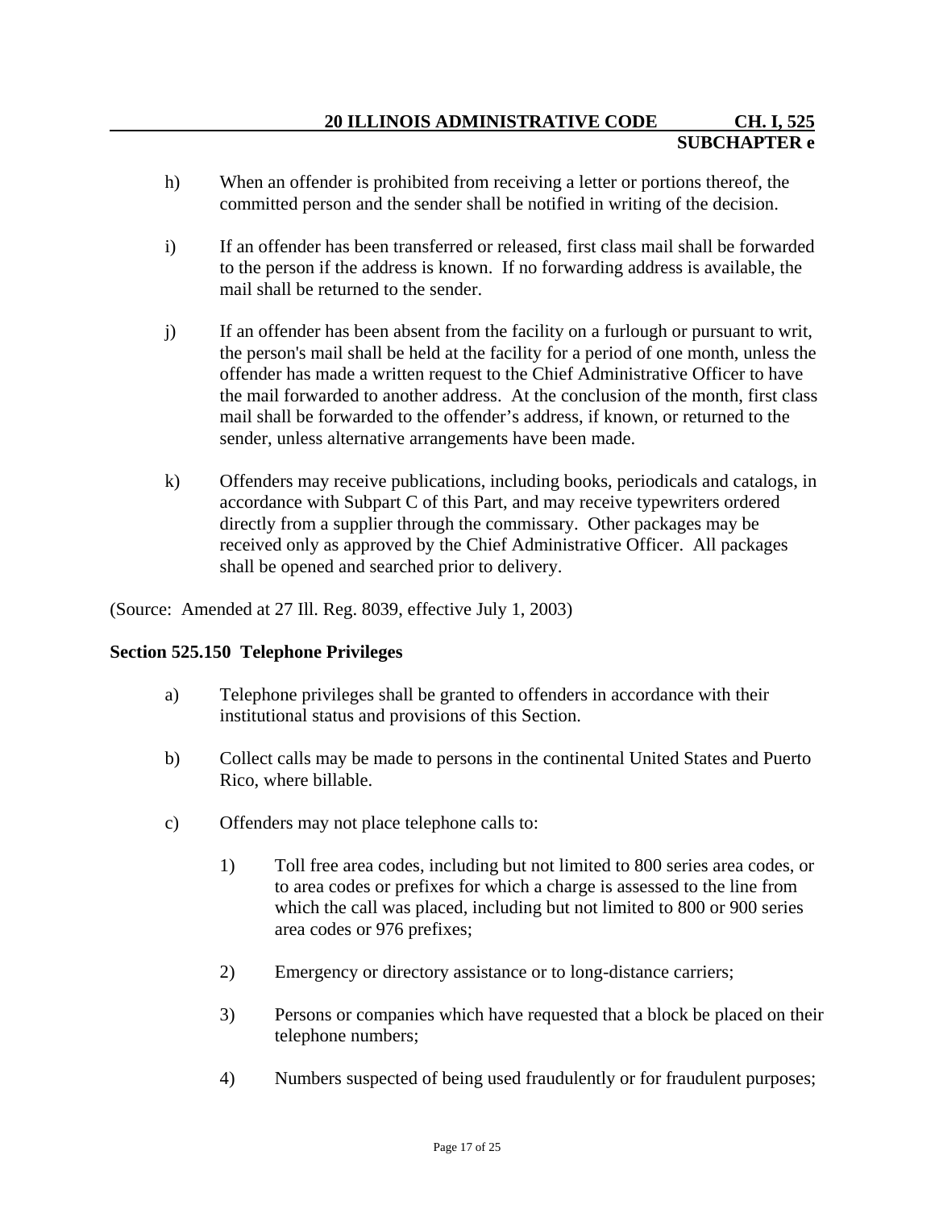h) When an offender is prohibited from receiving a letter or portions thereof, the committed person and the sender shall be notified in writing of the decision.

i) If an offender has been transferred or released, first class mail shall be forwarded to the person if the address is known. If no forwarding address is available, the mail shall be returned to the sender.

j) If an offender has been absent from the facility on a furlough or pursuant to writ, the person's mail shall be held at the facility for a period of one month, unless the offender has made a written request to the Chief Administrative Officer to have the mail forwarded to another address. At the conclusion of the month, first class mail shall be forwarded to the offender's address, if known, or returned to the sender, unless alternative arrangements have been made.

k) Offenders may receive publications, including books, periodicals and catalogs, in accordance with Subpart C of this Part, and may receive typewriters ordered directly from a supplier through the commissary. Other packages may be received only as approved by the Chief Administrative Officer. All packages shall be opened and searched prior to delivery.

(Source: Amended at 27 Ill. Reg. 8039, effective July 1, 2003)

**Section 525.150 Telephone Privileges**

a) Telephone privileges shall be granted to offenders in accordance with their institutional status and provisions of this Section.

b) Collect calls may be made to persons in the continental United States and Puerto Rico, where billable.

c) Offenders may not place telephone calls to:

   1) Toll free area codes, including but not limited to 800 series area codes, or to area codes or prefixes for which a charge is assessed to the line from which the call was placed, including but not limited to 800 or 900 series area codes or 976 prefixes;

   2) Emergency or directory assistance or to long-distance carriers;

   3) Persons or companies which have requested that a block be placed on their telephone numbers;

   4) Numbers suspected of being used fraudulently or for fraudulent purposes;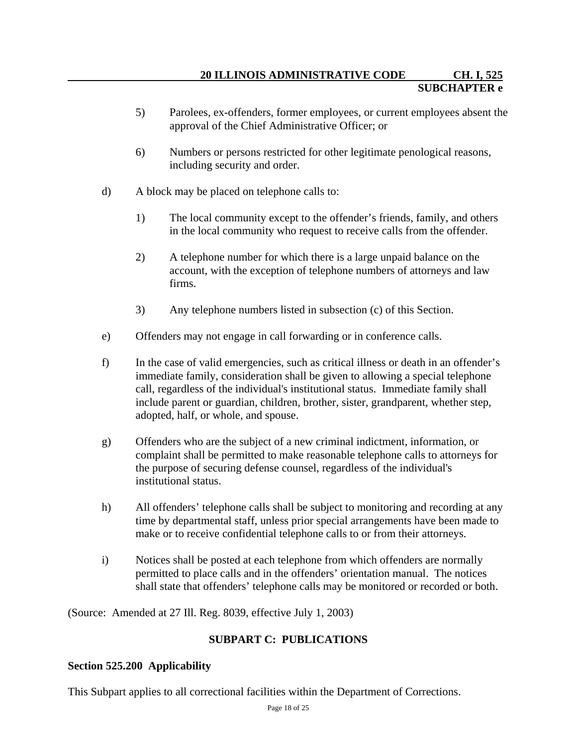5) Parolees, ex-offenders, former employees, or current employees absent the approval of the Chief Administrative Officer; or

6) Numbers or persons restricted for other legitimate penological reasons, including security and order.

d) A block may be placed on telephone calls to:

1) The local community except to the offender's friends, family, and others in the local community who request to receive calls from the offender.

2) A telephone number for which there is a large unpaid balance on the account, with the exception of telephone numbers of attorneys and law firms.

3) Any telephone numbers listed in subsection (c) of this Section.

e) Offenders may not engage in call forwarding or in conference calls.

f) In the case of valid emergencies, such as critical illness or death in an offender's immediate family, consideration shall be given to allowing a special telephone call, regardless of the individual's institutional status. Immediate family shall include parent or guardian, children, brother, sister, grandparent, whether step, adopted, half, or whole, and spouse.

g) Offenders who are the subject of a new criminal indictment, information, or complaint shall be permitted to make reasonable telephone calls to attorneys for the purpose of securing defense counsel, regardless of the individual's institutional status.

h) All offenders' telephone calls shall be subject to monitoring and recording at any time by departmental staff, unless prior special arrangements have been made to make or to receive confidential telephone calls to or from their attorneys.

i) Notices shall be posted at each telephone from which offenders are normally permitted to place calls and in the offenders' orientation manual. The notices shall state that offenders' telephone calls may be monitored or recorded or both.

(Source: Amended at 27 Ill. Reg. 8039, effective July 1, 2003)

## SUBPART C: PUBLICATIONS

### Section 525.200 Applicability

This Subpart applies to all correctional facilities within the Department of Corrections.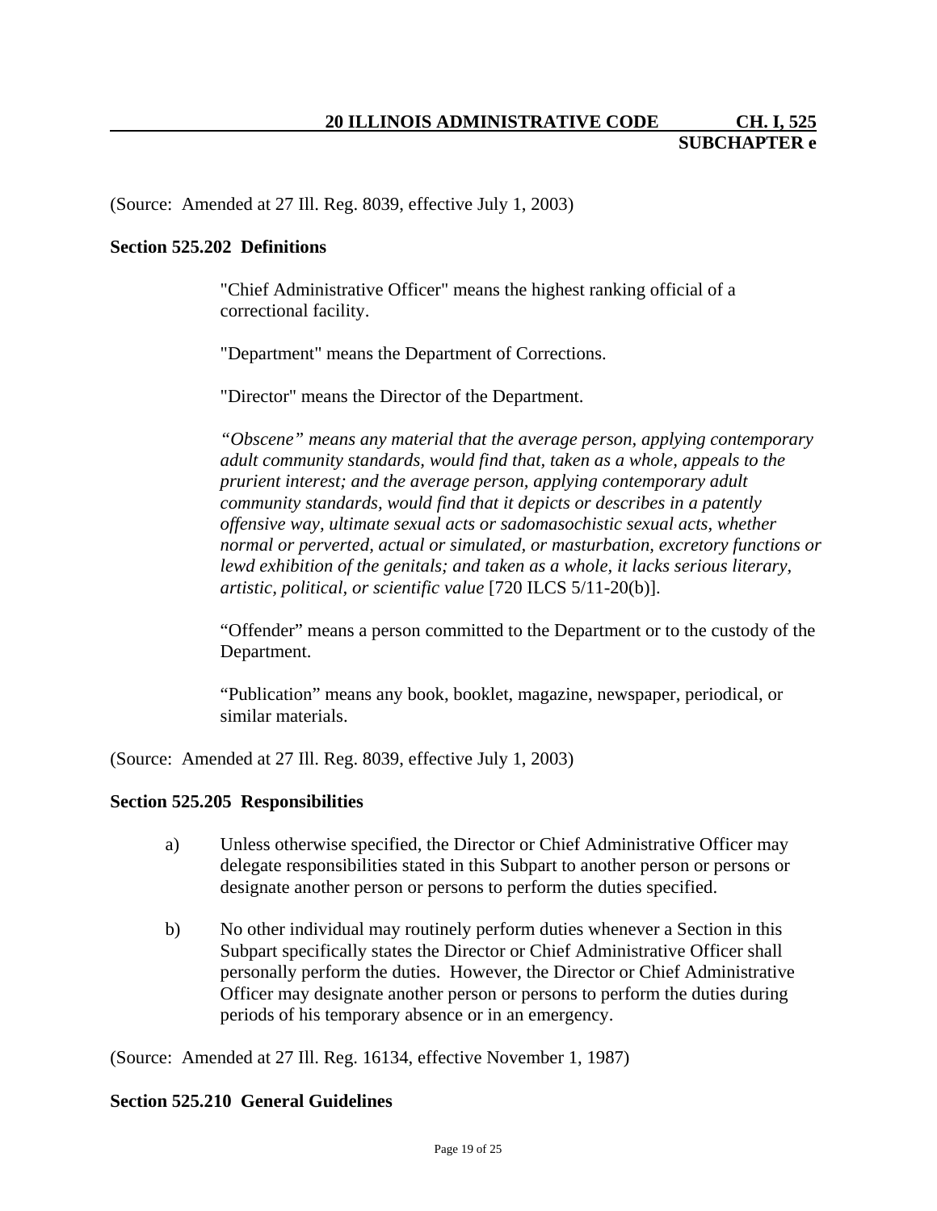(Source: Amended at 27 Ill. Reg. 8039, effective July 1, 2003)

**Section 525.202 Definitions**

"Chief Administrative Officer" means the highest ranking official of a correctional facility.

"Department" means the Department of Corrections.

"Director" means the Director of the Department.

*"Obscene" means any material that the average person, applying contemporary adult community standards, would find that, taken as a whole, appeals to the prurient interest; and the average person, applying contemporary adult community standards, would find that it depicts or describes in a patently offensive way, ultimate sexual acts or sadomasochistic sexual acts, whether normal or perverted, actual or simulated, or masturbation, excretory functions or lewd exhibition of the genitals; and taken as a whole, it lacks serious literary, artistic, political, or scientific value* [720 ILCS 5/11-20(b)].

"Offender" means a person committed to the Department or to the custody of the Department.

"Publication" means any book, booklet, magazine, newspaper, periodical, or similar materials.

(Source: Amended at 27 Ill. Reg. 8039, effective July 1, 2003)

**Section 525.205 Responsibilities**

a) Unless otherwise specified, the Director or Chief Administrative Officer may delegate responsibilities stated in this Subpart to another person or persons or designate another person or persons to perform the duties specified.

b) No other individual may routinely perform duties whenever a Section in this Subpart specifically states the Director or Chief Administrative Officer shall personally perform the duties. However, the Director or Chief Administrative Officer may designate another person or persons to perform the duties during periods of his temporary absence or in an emergency.

(Source: Amended at 27 Ill. Reg. 16134, effective November 1, 1987)

**Section 525.210 General Guidelines**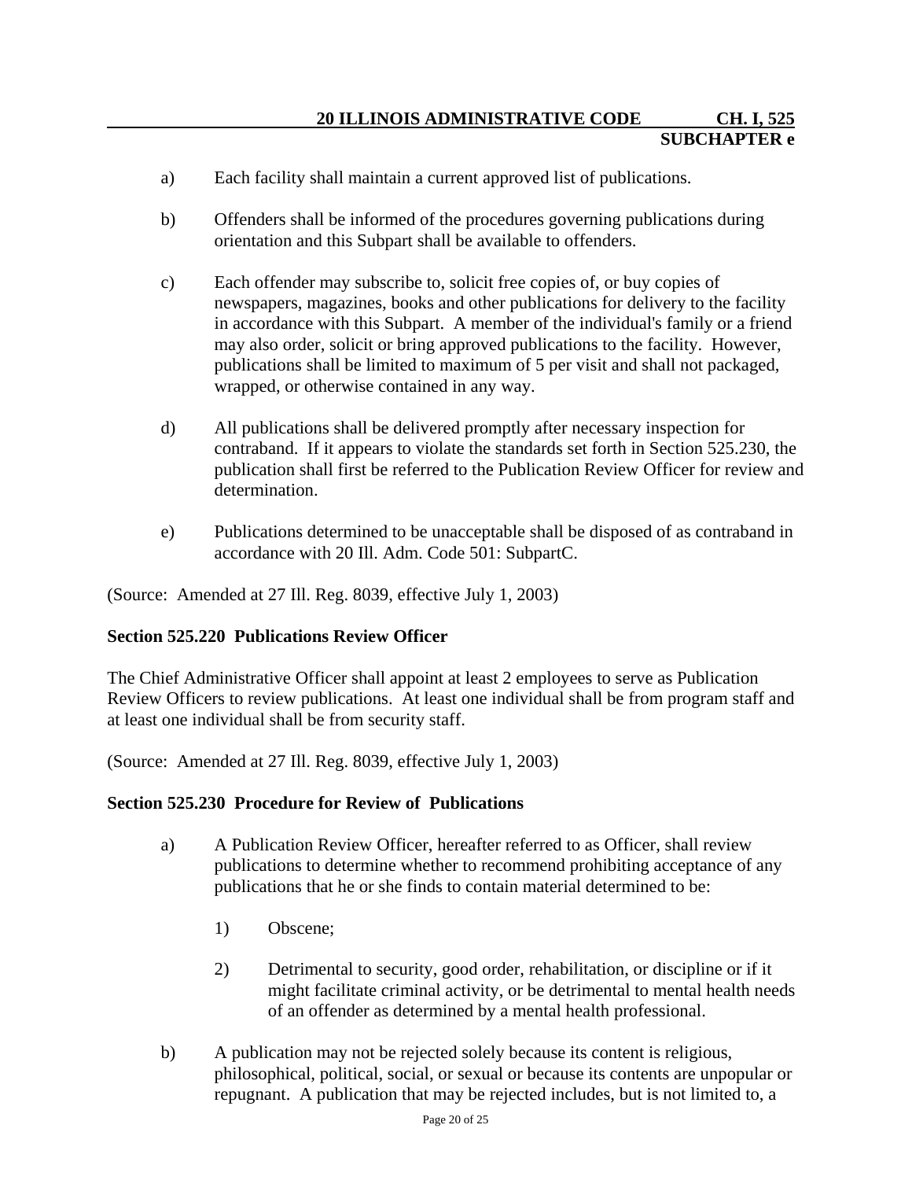a) Each facility shall maintain a current approved list of publications.

b) Offenders shall be informed of the procedures governing publications during orientation and this Subpart shall be available to offenders.

c) Each offender may subscribe to, solicit free copies of, or buy copies of newspapers, magazines, books and other publications for delivery to the facility in accordance with this Subpart. A member of the individual's family or a friend may also order, solicit or bring approved publications to the facility. However, publications shall be limited to maximum of 5 per visit and shall not packaged, wrapped, or otherwise contained in any way.

d) All publications shall be delivered promptly after necessary inspection for contraband. If it appears to violate the standards set forth in Section 525.230, the publication shall first be referred to the Publication Review Officer for review and determination.

e) Publications determined to be unacceptable shall be disposed of as contraband in accordance with 20 Ill. Adm. Code 501: SubpartC.

(Source: Amended at 27 Ill. Reg. 8039, effective July 1, 2003)

**Section 525.220 Publications Review Officer**

The Chief Administrative Officer shall appoint at least 2 employees to serve as Publication Review Officers to review publications. At least one individual shall be from program staff and at least one individual shall be from security staff.

(Source: Amended at 27 Ill. Reg. 8039, effective July 1, 2003)

**Section 525.230 Procedure for Review of Publications**

a) A Publication Review Officer, hereafter referred to as Officer, shall review publications to determine whether to recommend prohibiting acceptance of any publications that he or she finds to contain material determined to be:

1) Obscene;

2) Detrimental to security, good order, rehabilitation, or discipline or if it might facilitate criminal activity, or be detrimental to mental health needs of an offender as determined by a mental health professional.

b) A publication may not be rejected solely because its content is religious, philosophical, political, social, or sexual or because its contents are unpopular or repugnant. A publication that may be rejected includes, but is not limited to, a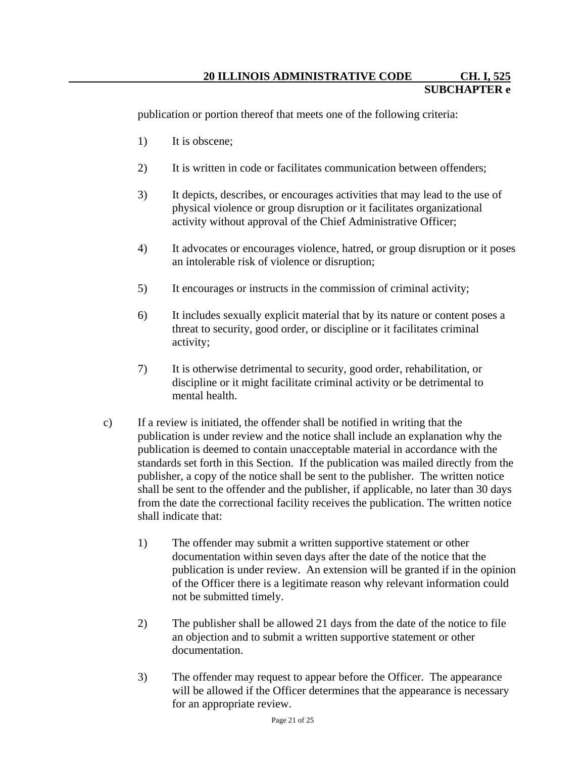publication or portion thereof that meets one of the following criteria:

1) It is obscene;

2) It is written in code or facilitates communication between offenders;

3) It depicts, describes, or encourages activities that may lead to the use of physical violence or group disruption or it facilitates organizational activity without approval of the Chief Administrative Officer;

4) It advocates or encourages violence, hatred, or group disruption or it poses an intolerable risk of violence or disruption;

5) It encourages or instructs in the commission of criminal activity;

6) It includes sexually explicit material that by its nature or content poses a threat to security, good order, or discipline or it facilitates criminal activity;

7) It is otherwise detrimental to security, good order, rehabilitation, or discipline or it might facilitate criminal activity or be detrimental to mental health.

c) If a review is initiated, the offender shall be notified in writing that the publication is under review and the notice shall include an explanation why the publication is deemed to contain unacceptable material in accordance with the standards set forth in this Section. If the publication was mailed directly from the publisher, a copy of the notice shall be sent to the publisher. The written notice shall be sent to the offender and the publisher, if applicable, no later than 30 days from the date the correctional facility receives the publication. The written notice shall indicate that:

1) The offender may submit a written supportive statement or other documentation within seven days after the date of the notice that the publication is under review. An extension will be granted if in the opinion of the Officer there is a legitimate reason why relevant information could not be submitted timely.

2) The publisher shall be allowed 21 days from the date of the notice to file an objection and to submit a written supportive statement or other documentation.

3) The offender may request to appear before the Officer. The appearance will be allowed if the Officer determines that the appearance is necessary for an appropriate review.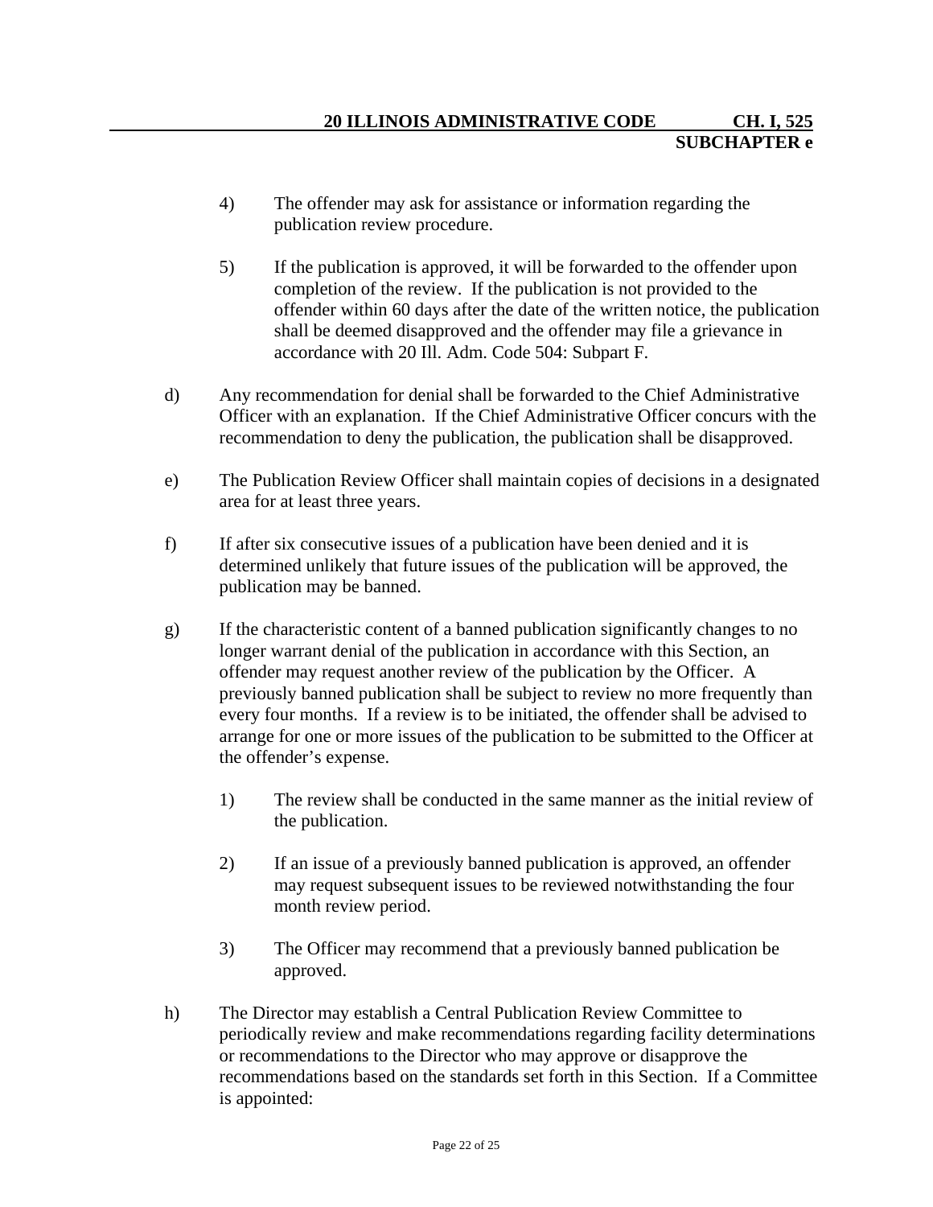4) The offender may ask for assistance or information regarding the publication review procedure.

5) If the publication is approved, it will be forwarded to the offender upon completion of the review. If the publication is not provided to the offender within 60 days after the date of the written notice, the publication shall be deemed disapproved and the offender may file a grievance in accordance with 20 Ill. Adm. Code 504: Subpart F.

d) Any recommendation for denial shall be forwarded to the Chief Administrative Officer with an explanation. If the Chief Administrative Officer concurs with the recommendation to deny the publication, the publication shall be disapproved.

e) The Publication Review Officer shall maintain copies of decisions in a designated area for at least three years.

f) If after six consecutive issues of a publication have been denied and it is determined unlikely that future issues of the publication will be approved, the publication may be banned.

g) If the characteristic content of a banned publication significantly changes to no longer warrant denial of the publication in accordance with this Section, an offender may request another review of the publication by the Officer. A previously banned publication shall be subject to review no more frequently than every four months. If a review is to be initiated, the offender shall be advised to arrange for one or more issues of the publication to be submitted to the Officer at the offender's expense.

1) The review shall be conducted in the same manner as the initial review of the publication.

2) If an issue of a previously banned publication is approved, an offender may request subsequent issues to be reviewed notwithstanding the four month review period.

3) The Officer may recommend that a previously banned publication be approved.

h) The Director may establish a Central Publication Review Committee to periodically review and make recommendations regarding facility determinations or recommendations to the Director who may approve or disapprove the recommendations based on the standards set forth in this Section. If a Committee is appointed: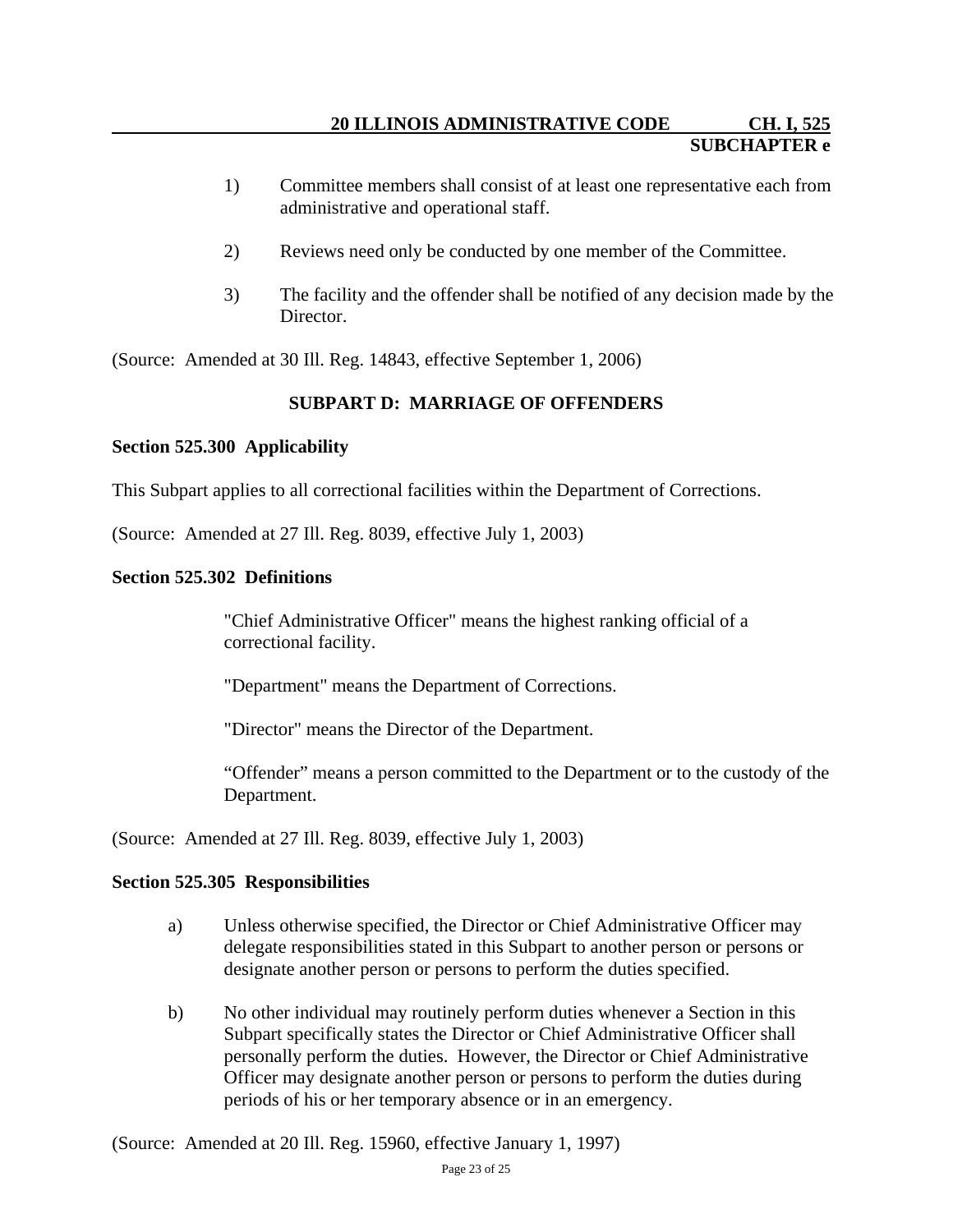1) Committee members shall consist of at least one representative each from administrative and operational staff.

2) Reviews need only be conducted by one member of the Committee.

3) The facility and the offender shall be notified of any decision made by the Director.

(Source: Amended at 30 Ill. Reg. 14843, effective September 1, 2006)

## SUBPART D: MARRIAGE OF OFFENDERS

### Section 525.300 Applicability

This Subpart applies to all correctional facilities within the Department of Corrections.

(Source: Amended at 27 Ill. Reg. 8039, effective July 1, 2003)

### Section 525.302 Definitions

"Chief Administrative Officer" means the highest ranking official of a correctional facility.

"Department" means the Department of Corrections.

"Director" means the Director of the Department.

"Offender" means a person committed to the Department or to the custody of the Department.

(Source: Amended at 27 Ill. Reg. 8039, effective July 1, 2003)

### Section 525.305 Responsibilities

a) Unless otherwise specified, the Director or Chief Administrative Officer may delegate responsibilities stated in this Subpart to another person or persons or designate another person or persons to perform the duties specified.

b) No other individual may routinely perform duties whenever a Section in this Subpart specifically states the Director or Chief Administrative Officer shall personally perform the duties. However, the Director or Chief Administrative Officer may designate another person or persons to perform the duties during periods of his or her temporary absence or in an emergency.

(Source: Amended at 20 Ill. Reg. 15960, effective January 1, 1997)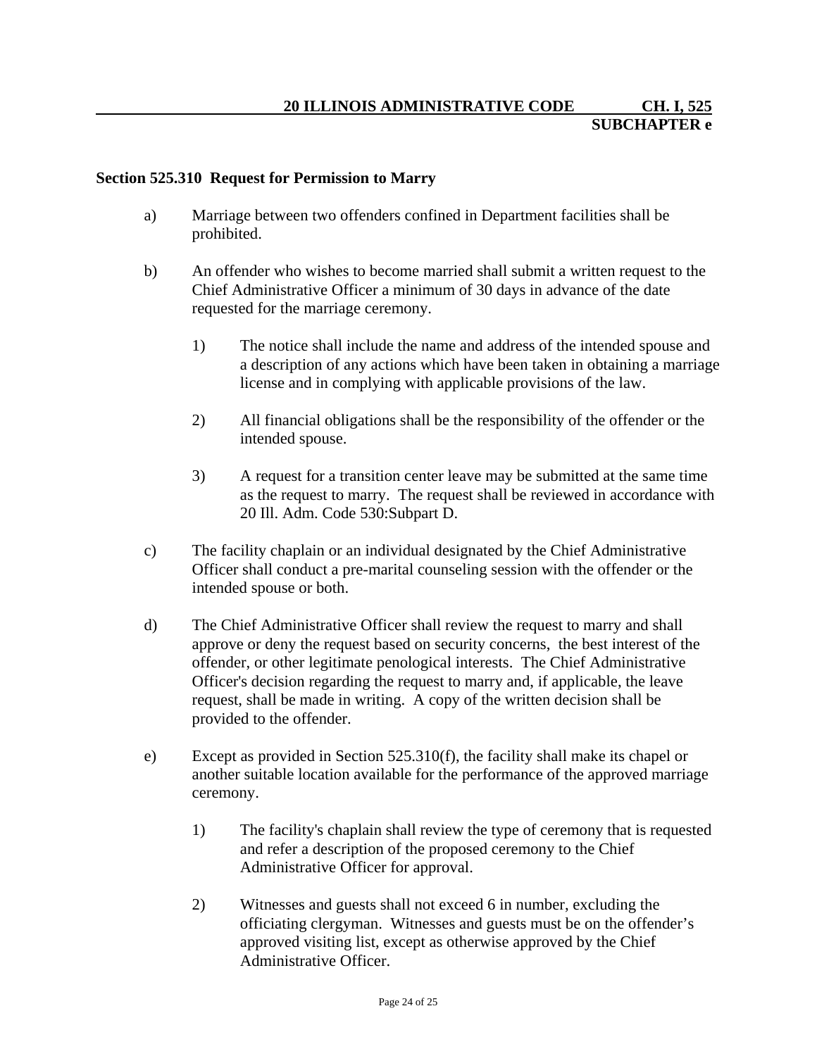## Section 525.310 Request for Permission to Marry

a) Marriage between two offenders confined in Department facilities shall be prohibited.

b) An offender who wishes to become married shall submit a written request to the Chief Administrative Officer a minimum of 30 days in advance of the date requested for the marriage ceremony.

   1) The notice shall include the name and address of the intended spouse and a description of any actions which have been taken in obtaining a marriage license and in complying with applicable provisions of the law.

   2) All financial obligations shall be the responsibility of the offender or the intended spouse.

   3) A request for a transition center leave may be submitted at the same time as the request to marry. The request shall be reviewed in accordance with 20 Ill. Adm. Code 530:Subpart D.

c) The facility chaplain or an individual designated by the Chief Administrative Officer shall conduct a pre-marital counseling session with the offender or the intended spouse or both.

d) The Chief Administrative Officer shall review the request to marry and shall approve or deny the request based on security concerns, the best interest of the offender, or other legitimate penological interests. The Chief Administrative Officer's decision regarding the request to marry and, if applicable, the leave request, shall be made in writing. A copy of the written decision shall be provided to the offender.

e) Except as provided in Section 525.310(f), the facility shall make its chapel or another suitable location available for the performance of the approved marriage ceremony.

   1) The facility's chaplain shall review the type of ceremony that is requested and refer a description of the proposed ceremony to the Chief Administrative Officer for approval.

   2) Witnesses and guests shall not exceed 6 in number, excluding the officiating clergyman. Witnesses and guests must be on the offender's approved visiting list, except as otherwise approved by the Chief Administrative Officer.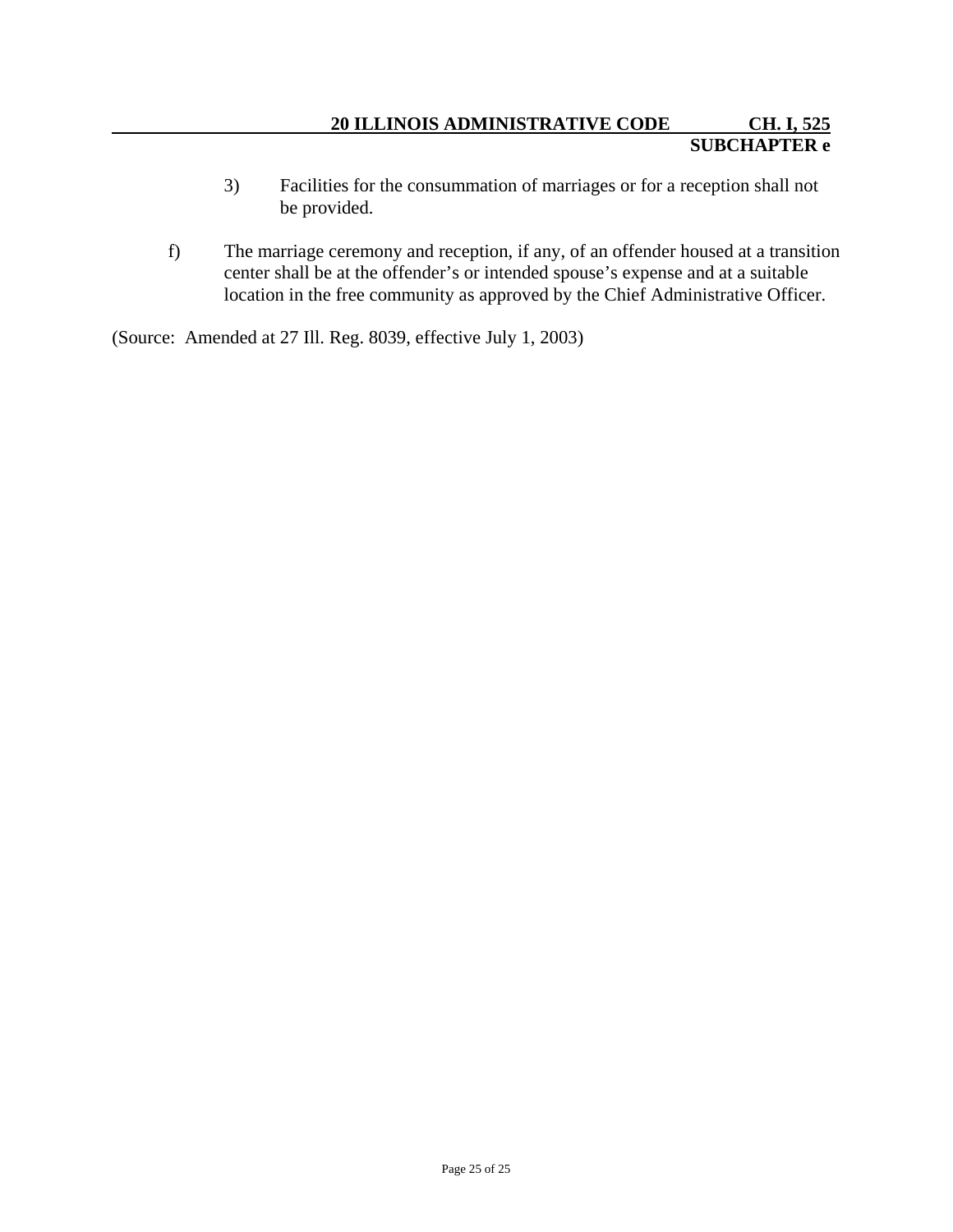3) Facilities for the consummation of marriages or for a reception shall not be provided.

f) The marriage ceremony and reception, if any, of an offender housed at a transition center shall be at the offender's or intended spouse's expense and at a suitable location in the free community as approved by the Chief Administrative Officer.

(Source: Amended at 27 Ill. Reg. 8039, effective July 1, 2003)